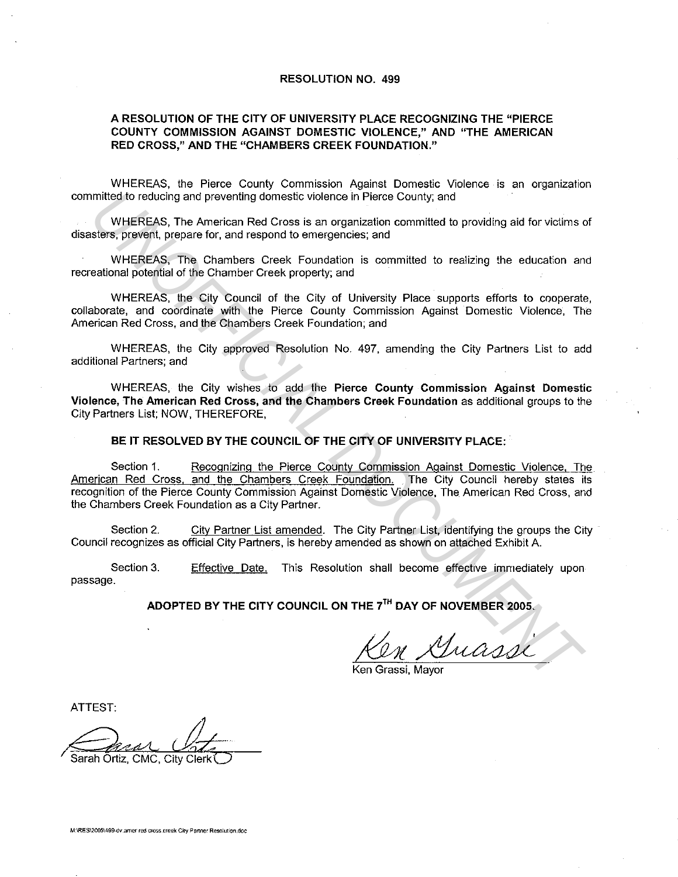# RESOLUTION NO. 499

## A RESOLUTION OF THE CITY OF UNIVERSITY PLACE RECOGNIZING THE "PIERCE COUNTY COMMISSION AGAINST DOMESTIC VIOLENCE," AND "THE AMERICAN RED CROSS," AND THE "CHAMBERS CREEK FOUNDATION."

WHEREAS, the Pierce County Commission Against Domestic Violence is an organization committed to reducing and preventing domestic violence in Pierce County; and

WHEREAS, The American Red Cross is an organization committed to providing aid for victims of disasters, prevent, prepare for, and respond to emergencies; and

WHEREAS, The Chambers Creek Foundation is committed to realizing the education and recreational potential of the Chamber Creek property; and

WHEREAS, the City Council of the City of University Place supports efforts to cooperate, collaborate, and coordinate with the Pierce County Commission Against Domestic Violence, The American Red Cross, and the Chambers Creek Foundation; and

WHEREAS, the City approved Resolution No. 497, amending the City Partners List to add additional Partners; and

WHEREAS, the City wishes to add the **Pierce County Commission Against Domestic Violence, The American Red Cross, and the Chambers Creek Foundation** as additional groups to the City Partners List; NOW, THEREFORE,

**BE IT RESOLVED BY THE COUNCIL OF THE CITY OF UNIVERSITY PLACE:**

Section 1. Recognizing the Pierce County Commission Against Domestic Violence, The American Red Cross, and the Chambers Creek Foundation. The City Council hereby states its recognition of the Pierce County Commission Against Domestic Violence, The American Red Cross, and the Chambers Creek Foundation as a City Partner.

Section 2. City Partner List amended. The City Partner List, identifying the groups the City Council recognizes as official City Partners, is hereby amended as shown on attached Exhibit A.

Section 3. Effective Date. This Resolution shall become effective immediately upon passage.

**ADOPTED BY THE CITY COUNCIL ON THE 7TH DAY OF NOVEMBER 2005.**

Ken Grassi

Ken Grassi, Mayor

ATTEST:

Sarah Ortiz

Sarah Ortiz, CMC, City Clerk

M:\RES\2005\499-dv amer red cross creek City Partner Resolution.doc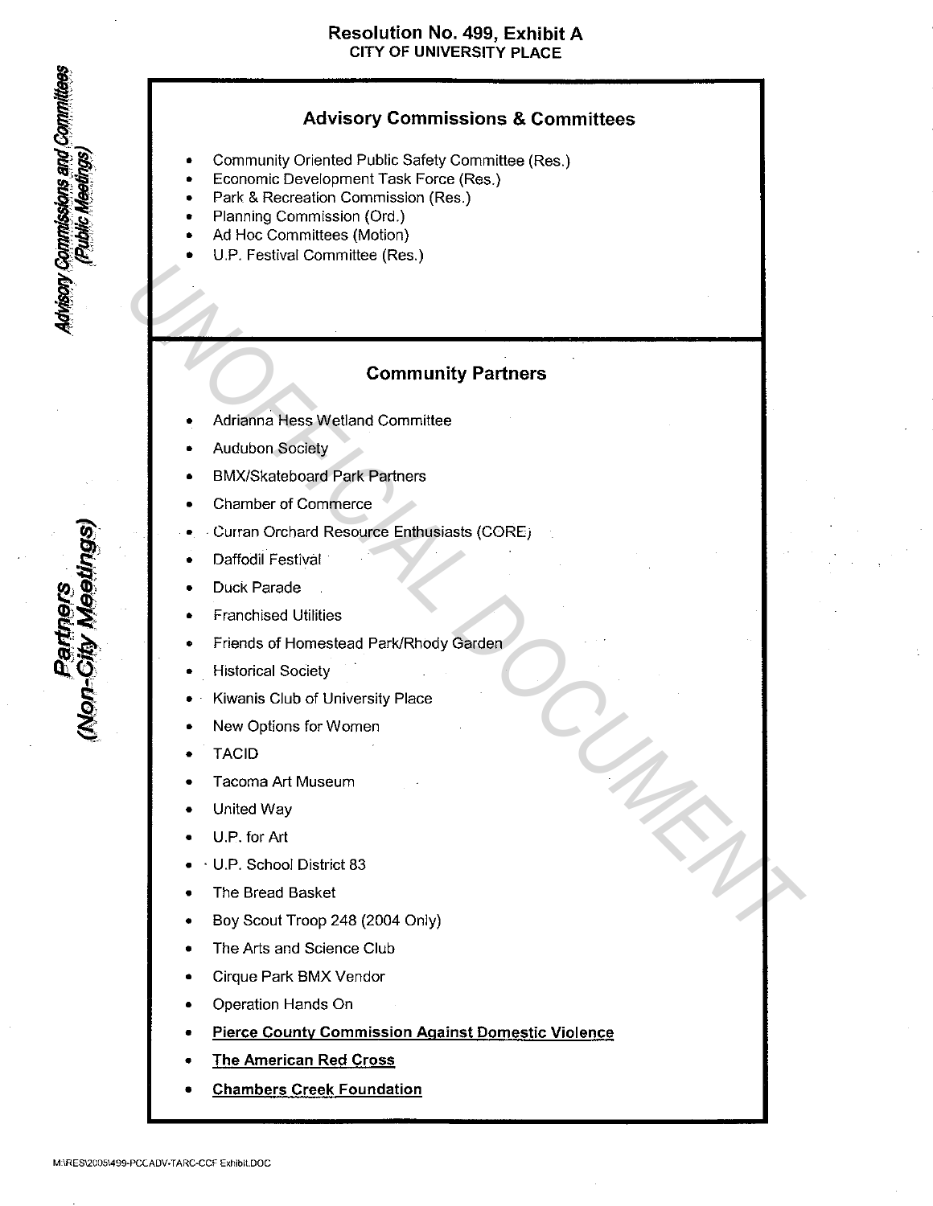# Resolution No. 499, Exhibit A
## CITY OF UNIVERSITY PLACE

*Advisory Commissions and Committees (Public Meetings)*

### Advisory Commissions & Committees

- Community Oriented Public Safety Committee (Res.)
- Economic Development Task Force (Res.)
- Park & Recreation Commission (Res.)
- Planning Commission (Ord.)
- Ad Hoc Committees (Motion)
- U.P. Festival Committee (Res.)

*Partners (Non-City Meetings)*

### Community Partners

- Adrianna Hess Wetland Committee
- Audubon Society
- BMX/Skateboard Park Partners
- Chamber of Commerce
- Curran Orchard Resource Enthusiasts (CORE)
- Daffodil Festival
- Duck Parade
- Franchised Utilities
- Friends of Homestead Park/Rhody Garden
- Historical Society
- Kiwanis Club of University Place
- New Options for Women
- TACID
- Tacoma Art Museum
- United Way
- U.P. for Art
- U.P. School District 83
- The Bread Basket
- Boy Scout Troop 248 (2004 Only)
- The Arts and Science Club
- Cirque Park BMX Vendor
- Operation Hands On
- **Pierce County Commission Against Domestic Violence**
- **The American Red Cross**
- **Chambers Creek Foundation**

M:\RES\2005\499-PCCADV-TARC-CCF Exhibit.DOC